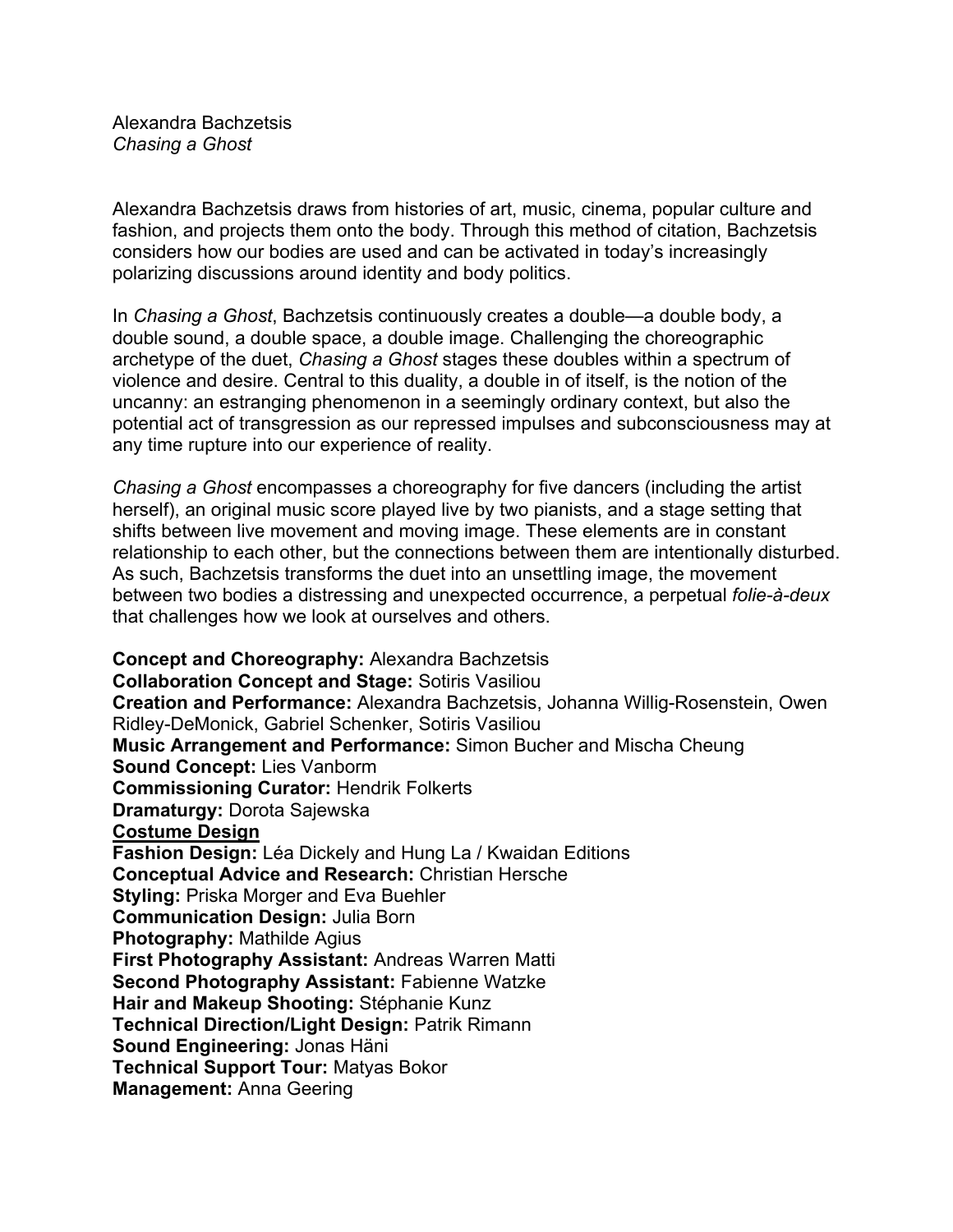Alexandra Bachzetsis
*Chasing a Ghost*

Alexandra Bachzetsis draws from histories of art, music, cinema, popular culture and fashion, and projects them onto the body. Through this method of citation, Bachzetsis considers how our bodies are used and can be activated in today's increasingly polarizing discussions around identity and body politics.

In *Chasing a Ghost*, Bachzetsis continuously creates a double—a double body, a double sound, a double space, a double image. Challenging the choreographic archetype of the duet, *Chasing a Ghost* stages these doubles within a spectrum of violence and desire. Central to this duality, a double in of itself, is the notion of the uncanny: an estranging phenomenon in a seemingly ordinary context, but also the potential act of transgression as our repressed impulses and subconsciousness may at any time rupture into our experience of reality.

*Chasing a Ghost* encompasses a choreography for five dancers (including the artist herself), an original music score played live by two pianists, and a stage setting that shifts between live movement and moving image. These elements are in constant relationship to each other, but the connections between them are intentionally disturbed. As such, Bachzetsis transforms the duet into an unsettling image, the movement between two bodies a distressing and unexpected occurrence, a perpetual *folie-à-deux* that challenges how we look at ourselves and others.

**Concept and Choreography:** Alexandra Bachzetsis
**Collaboration Concept and Stage:** Sotiris Vasiliou
**Creation and Performance:** Alexandra Bachzetsis, Johanna Willig-Rosenstein, Owen Ridley-DeMonick, Gabriel Schenker, Sotiris Vasiliou
**Music Arrangement and Performance:** Simon Bucher and Mischa Cheung
**Sound Concept:** Lies Vanborm
**Commissioning Curator:** Hendrik Folkerts
**Dramaturgy:** Dorota Sajewska
**<u>Costume Design</u>**
**Fashion Design:** Léa Dickely and Hung La / Kwaidan Editions
**Conceptual Advice and Research:** Christian Hersche
**Styling:** Priska Morger and Eva Buehler
**Communication Design:** Julia Born
**Photography:** Mathilde Agius
**First Photography Assistant:** Andreas Warren Matti
**Second Photography Assistant:** Fabienne Watzke
**Hair and Makeup Shooting:** Stéphanie Kunz
**Technical Direction/Light Design:** Patrik Rimann
**Sound Engineering:** Jonas Häni
**Technical Support Tour:** Matyas Bokor
**Management:** Anna Geering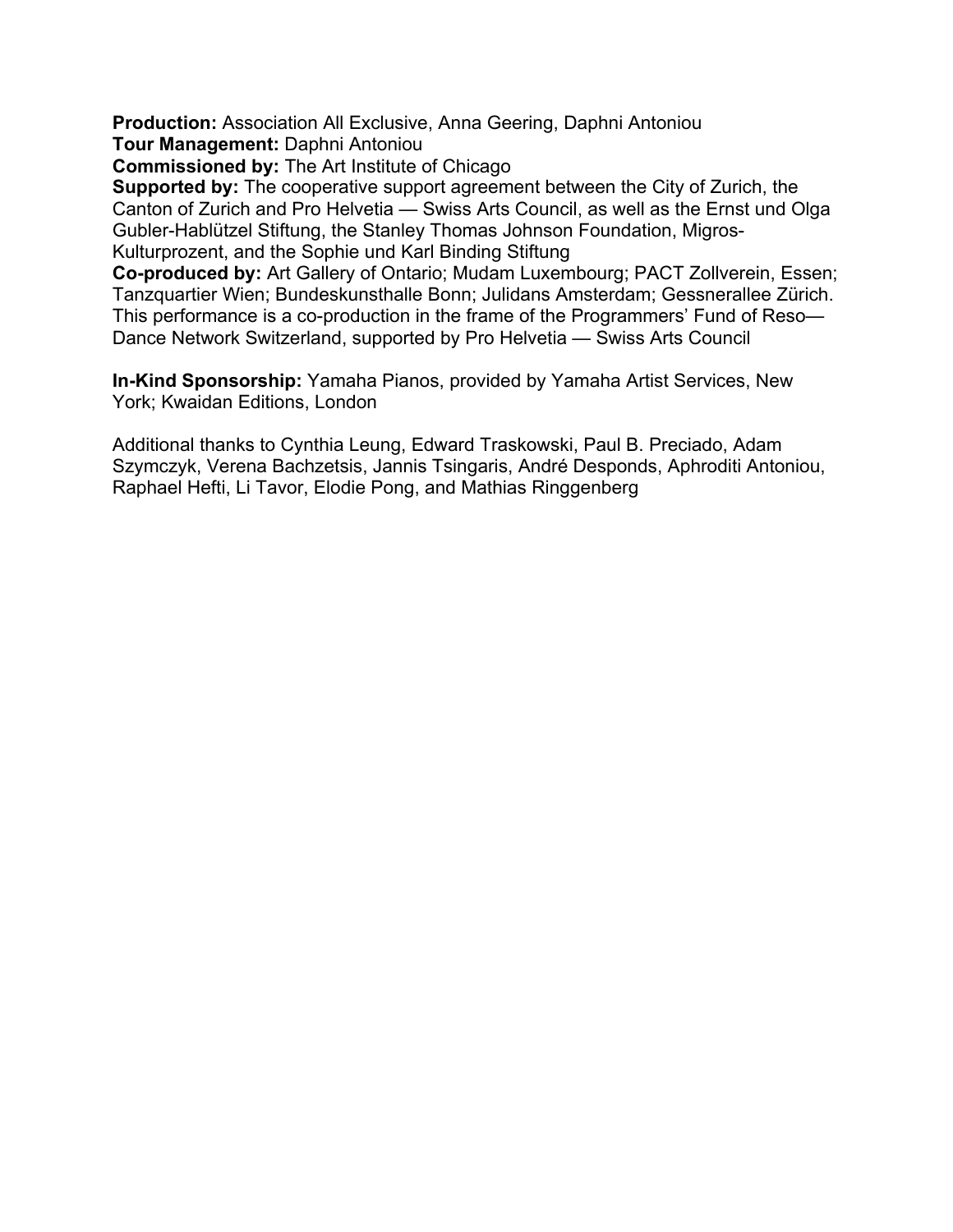**Production:** Association All Exclusive, Anna Geering, Daphni Antoniou
**Tour Management:** Daphni Antoniou
**Commissioned by:** The Art Institute of Chicago
**Supported by:** The cooperative support agreement between the City of Zurich, the Canton of Zurich and Pro Helvetia — Swiss Arts Council, as well as the Ernst und Olga Gubler-Hablützel Stiftung, the Stanley Thomas Johnson Foundation, Migros-Kulturprozent, and the Sophie und Karl Binding Stiftung
**Co-produced by:** Art Gallery of Ontario; Mudam Luxembourg; PACT Zollverein, Essen; Tanzquartier Wien; Bundeskunsthalle Bonn; Julidans Amsterdam; Gessnerallee Zürich. This performance is a co-production in the frame of the Programmers' Fund of Reso—Dance Network Switzerland, supported by Pro Helvetia — Swiss Arts Council

**In-Kind Sponsorship:** Yamaha Pianos, provided by Yamaha Artist Services, New York; Kwaidan Editions, London

Additional thanks to Cynthia Leung, Edward Traskowski, Paul B. Preciado, Adam Szymczyk, Verena Bachzetsis, Jannis Tsingaris, André Desponds, Aphroditi Antoniou, Raphael Hefti, Li Tavor, Elodie Pong, and Mathias Ringgenberg